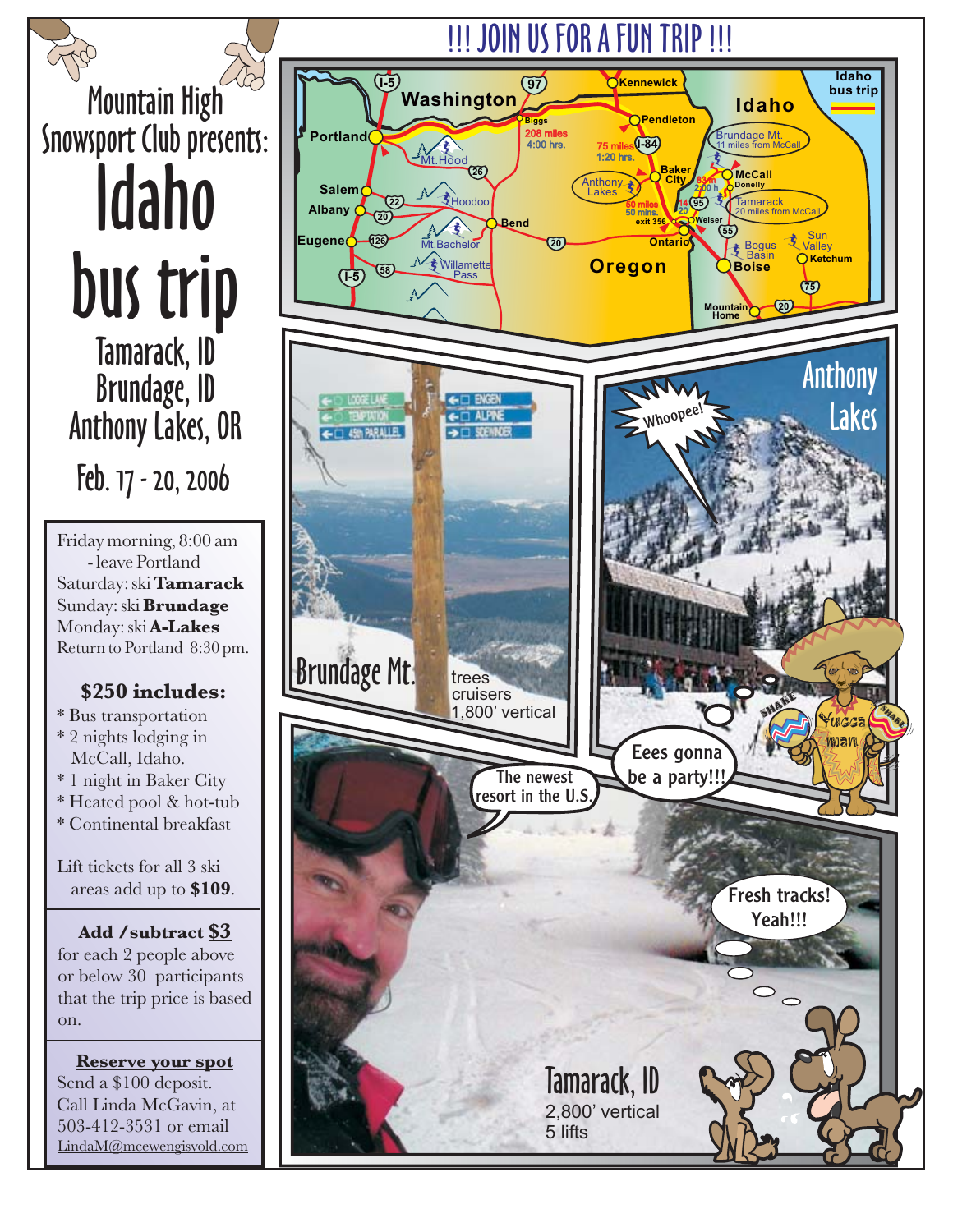# Mountain High Snowsport Club presents:

# Idaho bus trip

## Tamarack, ID
## Brundage, ID
## Anthony Lakes, OR

## Feb. 17 - 20, 2006

Friday morning, 8:00 am
- leave Portland

Saturday: ski **Tamarack**
Sunday: ski **Brundage**
Monday: ski **A-Lakes**
Return to Portland 8:30 pm.

**$250 includes:**

* Bus transportation
* 2 nights lodging in McCall, Idaho.
* 1 night in Baker City
* Heated pool & hot-tub
* Continental breakfast

Lift tickets for all 3 ski areas add up to **$109**.

**Add / subtract $3**

for each 2 people above or below 30 participants that the trip price is based on.

**Reserve your spot**

Send a $100 deposit.
Call Linda McGavin, at 503-412-3531 or email LindaM@mcewengisvold.com

## !!! JOIN US FOR A FUN TRIP !!!

Idaho bus trip

Washington, Oregon, Idaho
Portland, Salem, Albany, Eugene, Bend, Biggs, Kennewick, Pendleton, Baker City, Ontario, Weiser, McCall, Donelly, Boise, Ketchum, Mountain Home
I-5, 97, I-84, 26, 22, 20, 126, 58, 95, 55, 75, 20
Mt.Hood, Hoodoo, Mt.Bachelor, Willamette Pass, Anthony Lakes, Brundage Mt. 11 miles from McCall, Tamarack 20 miles from McCall, Bogus Basin, Sun Valley
208 miles 4:00 hrs.
75 miles 1:20 hrs.
50 miles 50 mins.
83 m 2:00 h
14
20
exit 356

Brundage Mt.
trees
cruisers
1,800' vertical

Anthony Lakes

Whoopee!

Eees gonna be a party!!!

The newest resort in the U.S.

Fresh tracks! Yeah!!!

Tamarack, ID
2,800' vertical
5 lifts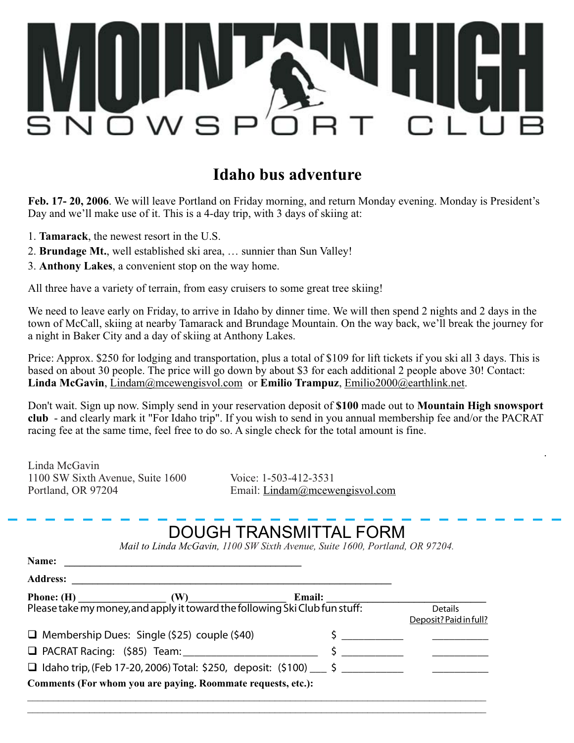# MOUNTAIN HIGH

SNOWSPORT CLUB

## Idaho bus adventure

**Feb. 17- 20, 2006**. We will leave Portland on Friday morning, and return Monday evening. Monday is President's Day and we'll make use of it. This is a 4-day trip, with 3 days of skiing at:

1. **Tamarack**, the newest resort in the U.S.
2. **Brundage Mt.**, well established ski area, … sunnier than Sun Valley!
3. **Anthony Lakes**, a convenient stop on the way home.

All three have a variety of terrain, from easy cruisers to some great tree skiing!

We need to leave early on Friday, to arrive in Idaho by dinner time. We will then spend 2 nights and 2 days in the town of McCall, skiing at nearby Tamarack and Brundage Mountain. On the way back, we'll break the journey for a night in Baker City and a day of skiing at Anthony Lakes.

Price: Approx. $250 for lodging and transportation, plus a total of $109 for lift tickets if you ski all 3 days. This is based on about 30 people. The price will go down by about $3 for each additional 2 people above 30! Contact: **Linda McGavin**, Lindam@mcewengisvol.com or **Emilio Trampuz**, Emilio2000@earthlink.net.

Don't wait. Sign up now. Simply send in your reservation deposit of **$100** made out to **Mountain High snowsport club** - and clearly mark it "For Idaho trip". If you wish to send in you annual membership fee and/or the PACRAT racing fee at the same time, feel free to do so. A single check for the total amount is fine.

Linda McGavin
1100 SW Sixth Avenue, Suite 1600
Portland, OR 97204

Voice: 1-503-412-3531
Email: Lindam@mcewengisvol.com

---

## DOUGH TRANSMITTAL FORM

*Mail to Linda McGavin, 1100 SW Sixth Avenue, Suite 1600, Portland, OR 97204.*

**Name:** ______________________________________________

**Address:** _____________________________________________________________

**Phone: (H)** ________________ **(W)**_________________ **Email:** ______________________________

Please take my money, and apply it toward the following Ski Club fun stuff:

| | | Details Deposit? Paid in full? |
|---|---|---|
| ❑ Membership Dues: Single ($25) couple ($40) | $ ___________ | __________ |
| ❑ PACRAT Racing: ($85) Team: ________________________ | $ ___________ | __________ |
| ❑ Idaho trip, (Feb 17-20, 2006) Total: $250, deposit: ($100) ___ | $ ___________ | __________ |

**Comments (For whom you are paying. Roommate requests, etc.):**

_____________________________________________________________________________________

_____________________________________________________________________________________